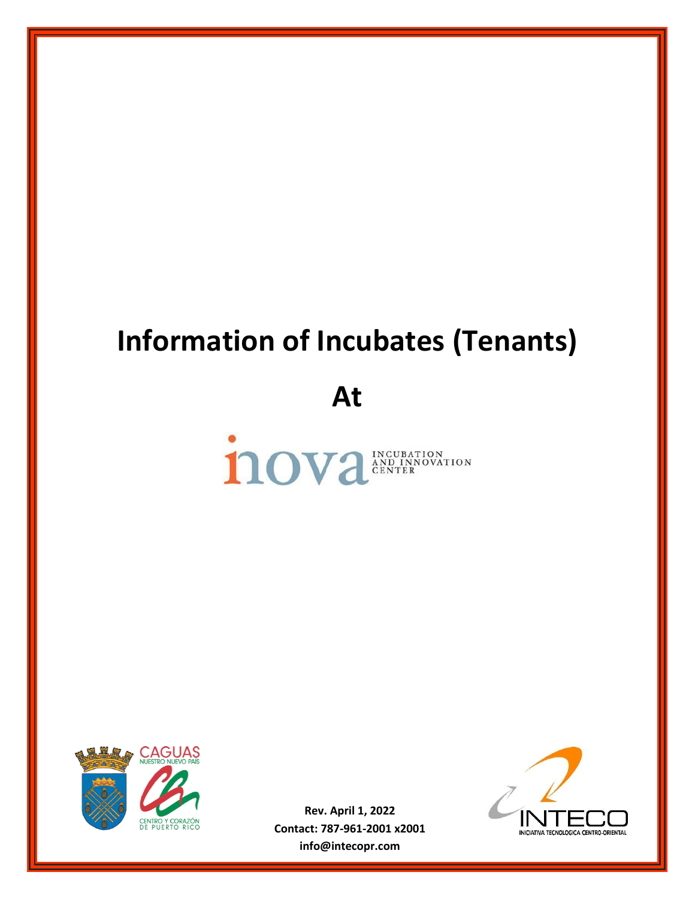# Information of Incubates (Tenants)

# At

inova INCUBATION AND INNOVATION CENTER

CAGUAS NUESTRO NUEVO PAÍS

CENTRO Y CORAZÓN DE PUERTO RICO

**Rev. April 1, 2022**
**Contact: 787-961-2001 x2001**
**info@intecopr.com**

INTECO INICIATIVA TECNOLÓGICA CENTRO-ORIENTAL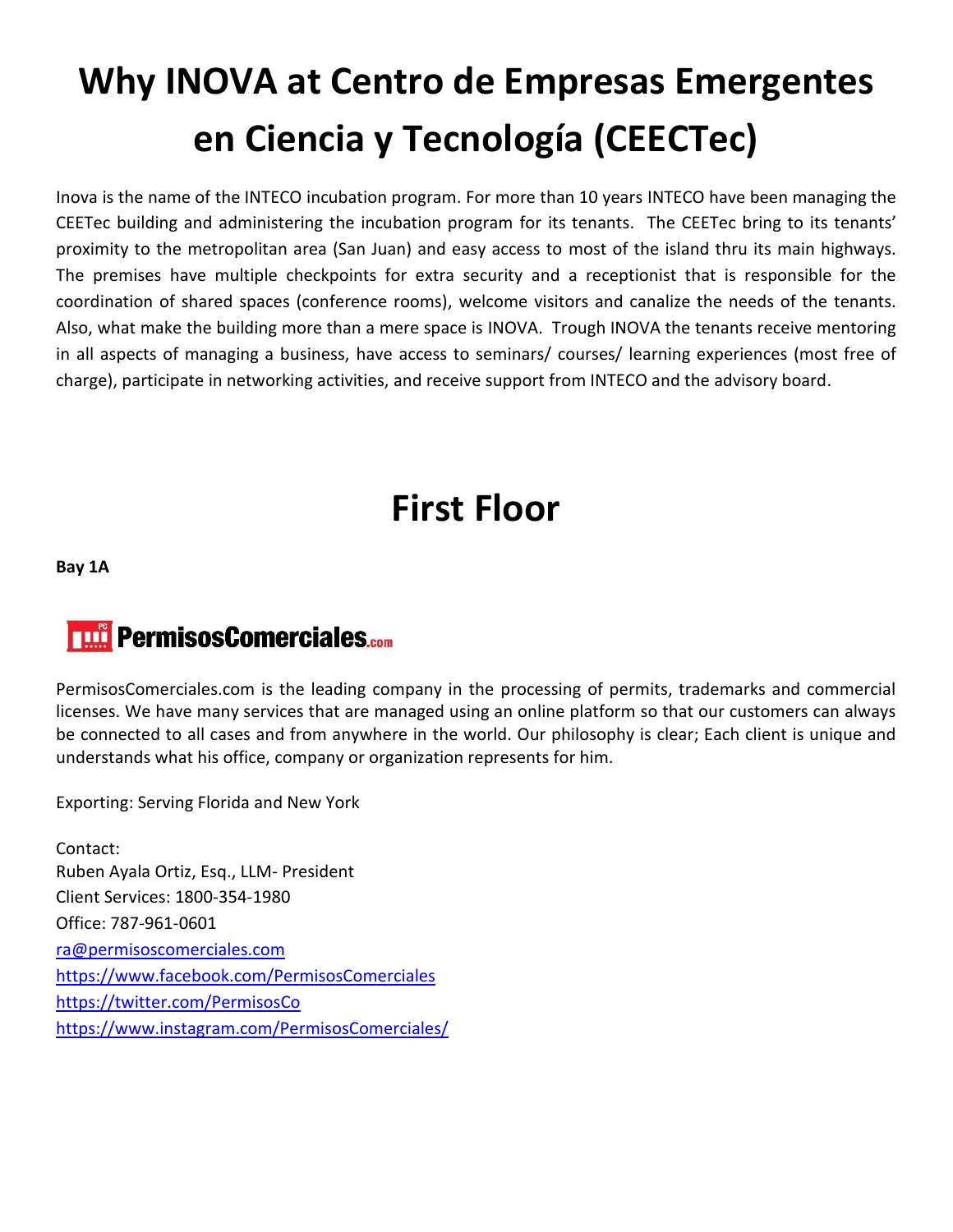# Why INOVA at Centro de Empresas Emergentes en Ciencia y Tecnología (CEECTec)

Inova is the name of the INTECO incubation program. For more than 10 years INTECO have been managing the CEETec building and administering the incubation program for its tenants. The CEETec bring to its tenants' proximity to the metropolitan area (San Juan) and easy access to most of the island thru its main highways. The premises have multiple checkpoints for extra security and a receptionist that is responsible for the coordination of shared spaces (conference rooms), welcome visitors and canalize the needs of the tenants. Also, what make the building more than a mere space is INOVA. Trough INOVA the tenants receive mentoring in all aspects of managing a business, have access to seminars/ courses/ learning experiences (most free of charge), participate in networking activities, and receive support from INTECO and the advisory board.

# First Floor

**Bay 1A**

PermisosComerciales.com

PermisosComerciales.com is the leading company in the processing of permits, trademarks and commercial licenses. We have many services that are managed using an online platform so that our customers can always be connected to all cases and from anywhere in the world. Our philosophy is clear; Each client is unique and understands what his office, company or organization represents for him.

Exporting: Serving Florida and New York

Contact:
Ruben Ayala Ortiz, Esq., LLM- President
Client Services: 1800-354-1980
Office: 787-961-0601
ra@permisoscomerciales.com
https://www.facebook.com/PermisosComerciales
https://twitter.com/PermisosCo
https://www.instagram.com/PermisosComerciales/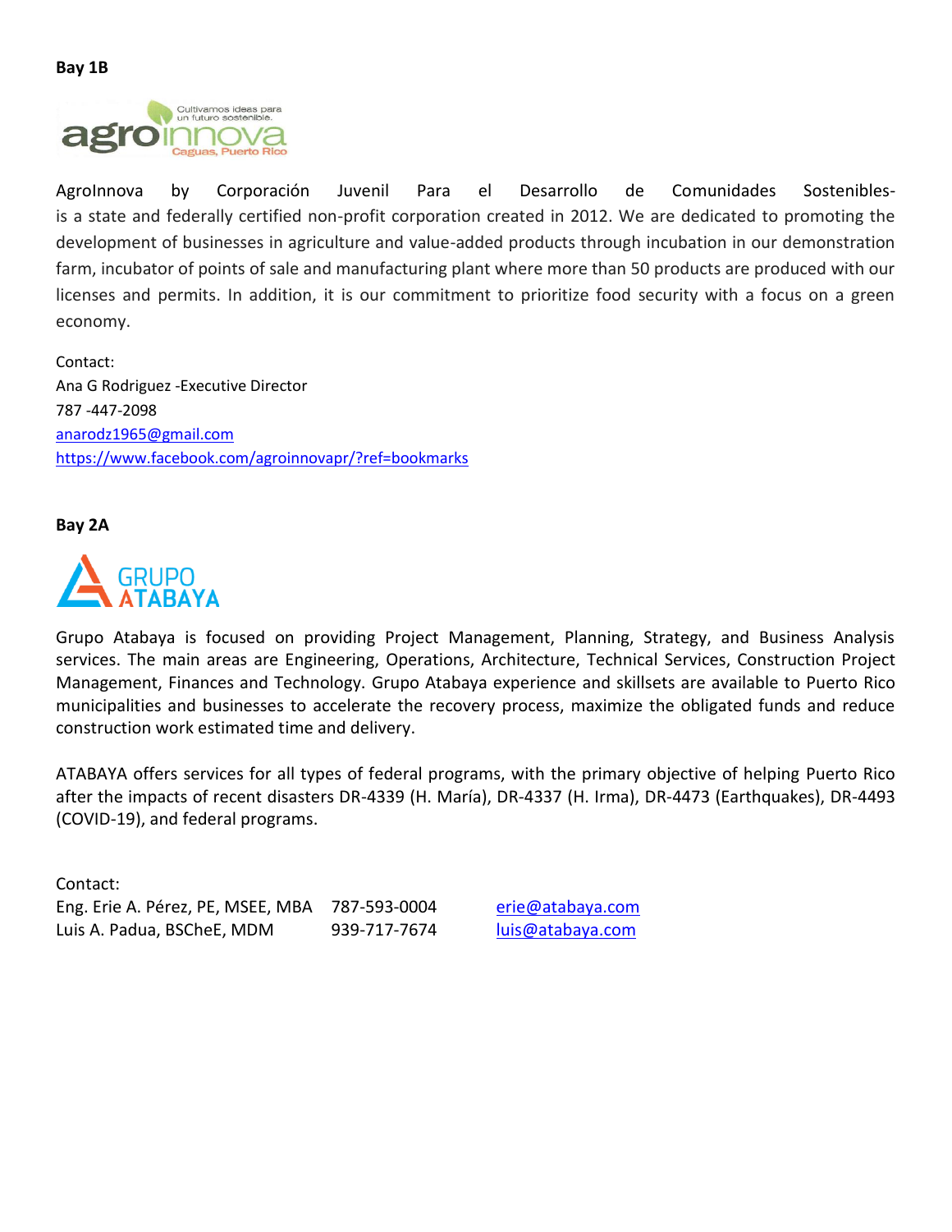**Bay 1B**

AgroInnova by Corporación Juvenil Para el Desarrollo de Comunidades Sostenibles- is a state and federally certified non-profit corporation created in 2012. We are dedicated to promoting the development of businesses in agriculture and value-added products through incubation in our demonstration farm, incubator of points of sale and manufacturing plant where more than 50 products are produced with our licenses and permits. In addition, it is our commitment to prioritize food security with a focus on a green economy.

Contact:
Ana G Rodriguez -Executive Director
787 -447-2098
anarodz1965@gmail.com
https://www.facebook.com/agroinnovapr/?ref=bookmarks

**Bay 2A**

Grupo Atabaya is focused on providing Project Management, Planning, Strategy, and Business Analysis services. The main areas are Engineering, Operations, Architecture, Technical Services, Construction Project Management, Finances and Technology. Grupo Atabaya experience and skillsets are available to Puerto Rico municipalities and businesses to accelerate the recovery process, maximize the obligated funds and reduce construction work estimated time and delivery.

ATABAYA offers services for all types of federal programs, with the primary objective of helping Puerto Rico after the impacts of recent disasters DR-4339 (H. María), DR-4337 (H. Irma), DR-4473 (Earthquakes), DR-4493 (COVID-19), and federal programs.

Contact:

| | | |
|---|---|---|
| Eng. Erie A. Pérez, PE, MSEE, MBA | 787-593-0004 | erie@atabaya.com |
| Luis A. Padua, BSCheE, MDM | 939-717-7674 | luis@atabaya.com |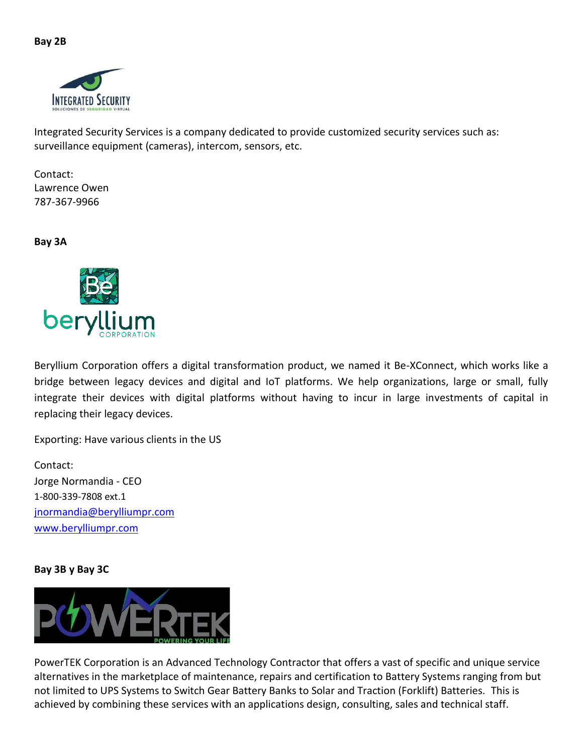**Bay 2B**

Integrated Security Services is a company dedicated to provide customized security services such as: surveillance equipment (cameras), intercom, sensors, etc.

Contact:
Lawrence Owen
787-367-9966

**Bay 3A**

Beryllium Corporation offers a digital transformation product, we named it Be-XConnect, which works like a bridge between legacy devices and digital and IoT platforms. We help organizations, large or small, fully integrate their devices with digital platforms without having to incur in large investments of capital in replacing their legacy devices.

Exporting: Have various clients in the US

Contact:
Jorge Normandia - CEO
1-800-339-7808 ext.1
jnormandia@berylliumpr.com
www.berylliumpr.com

**Bay 3B y Bay 3C**

PowerTEK Corporation is an Advanced Technology Contractor that offers a vast of specific and unique service alternatives in the marketplace of maintenance, repairs and certification to Battery Systems ranging from but not limited to UPS Systems to Switch Gear Battery Banks to Solar and Traction (Forklift) Batteries. This is achieved by combining these services with an applications design, consulting, sales and technical staff.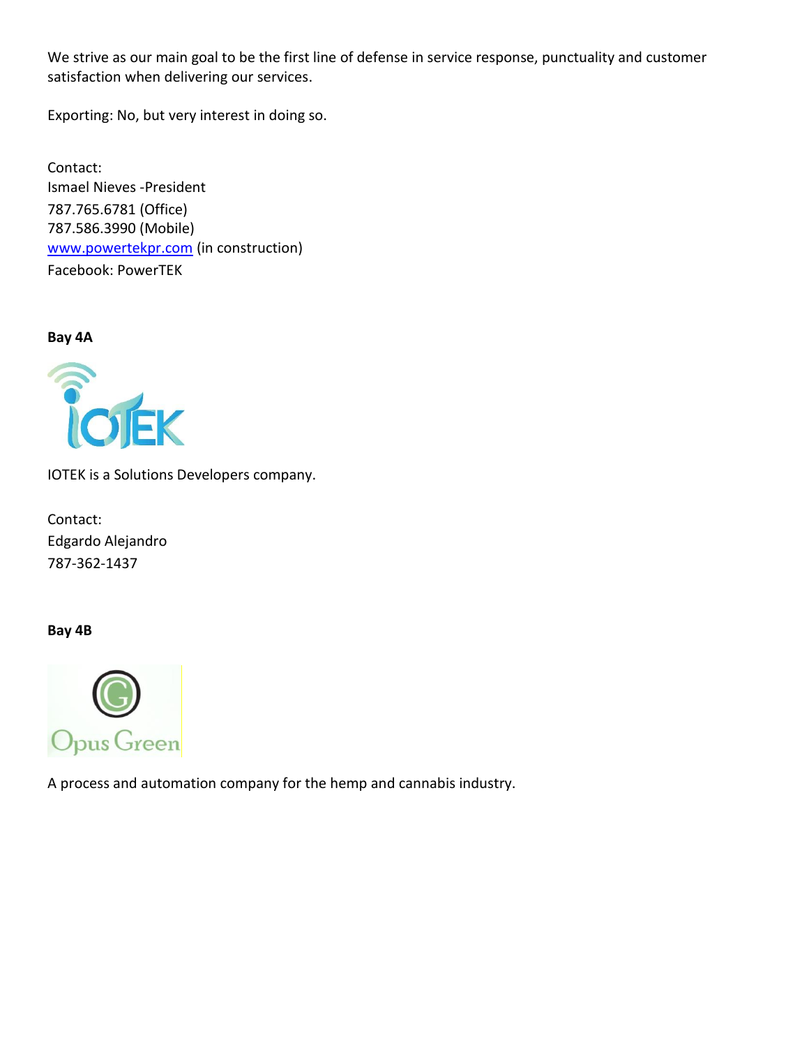We strive as our main goal to be the first line of defense in service response, punctuality and customer satisfaction when delivering our services.

Exporting: No, but very interest in doing so.

Contact:
Ismael Nieves -President
787.765.6781 (Office)
787.586.3990 (Mobile)
www.powertekpr.com (in construction)
Facebook: PowerTEK

**Bay 4A**

IOTEK is a Solutions Developers company.

Contact:
Edgardo Alejandro
787-362-1437

**Bay 4B**

A process and automation company for the hemp and cannabis industry.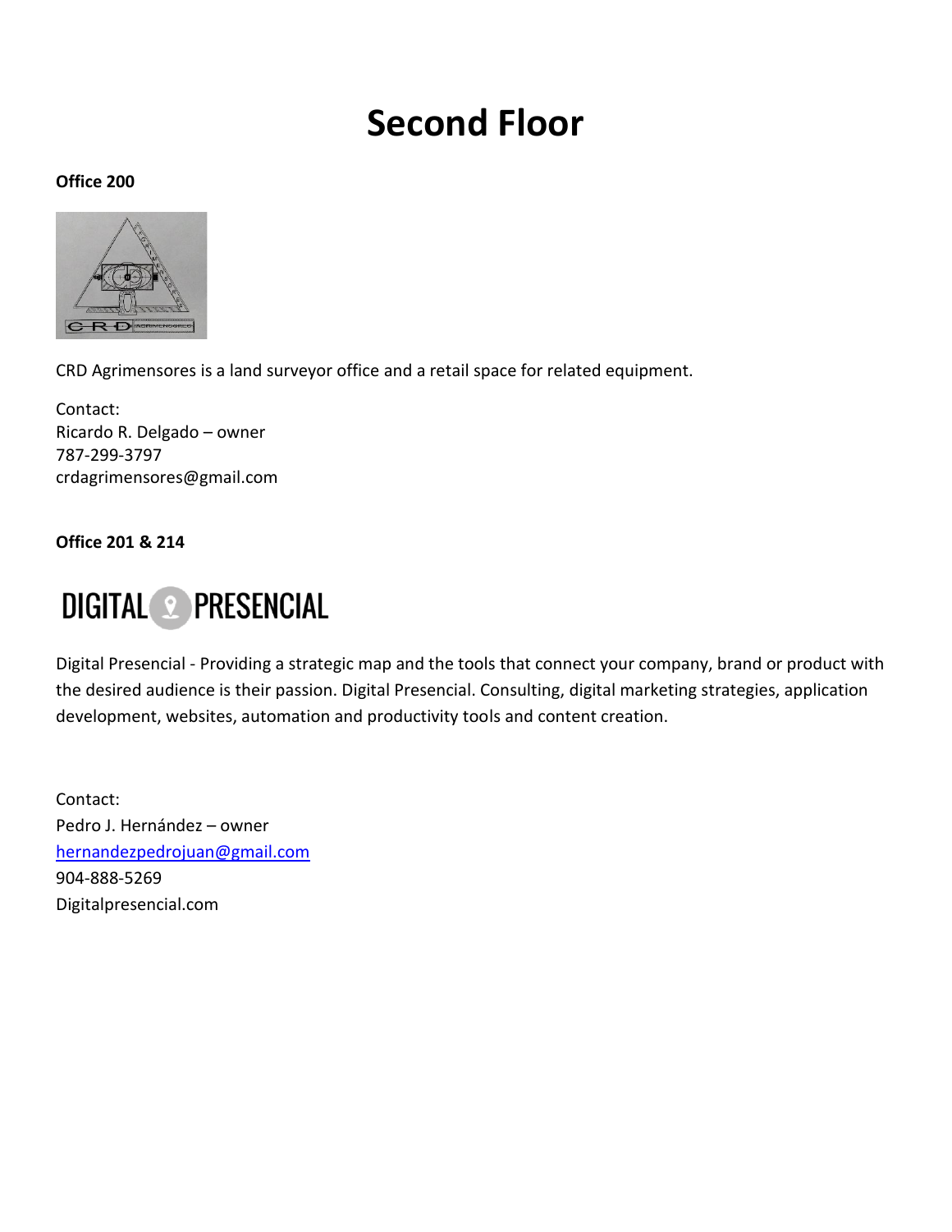# Second Floor

**Office 200**

CRD Agrimensores is a land surveyor office and a retail space for related equipment.

Contact:
Ricardo R. Delgado – owner
787-299-3797
crdagrimensores@gmail.com

**Office 201 & 214**

DIGITAL PRESENCIAL

Digital Presencial - Providing a strategic map and the tools that connect your company, brand or product with the desired audience is their passion. Digital Presencial. Consulting, digital marketing strategies, application development, websites, automation and productivity tools and content creation.

Contact:
Pedro J. Hernández – owner
hernandezpedrojuan@gmail.com
904-888-5269
Digitalpresencial.com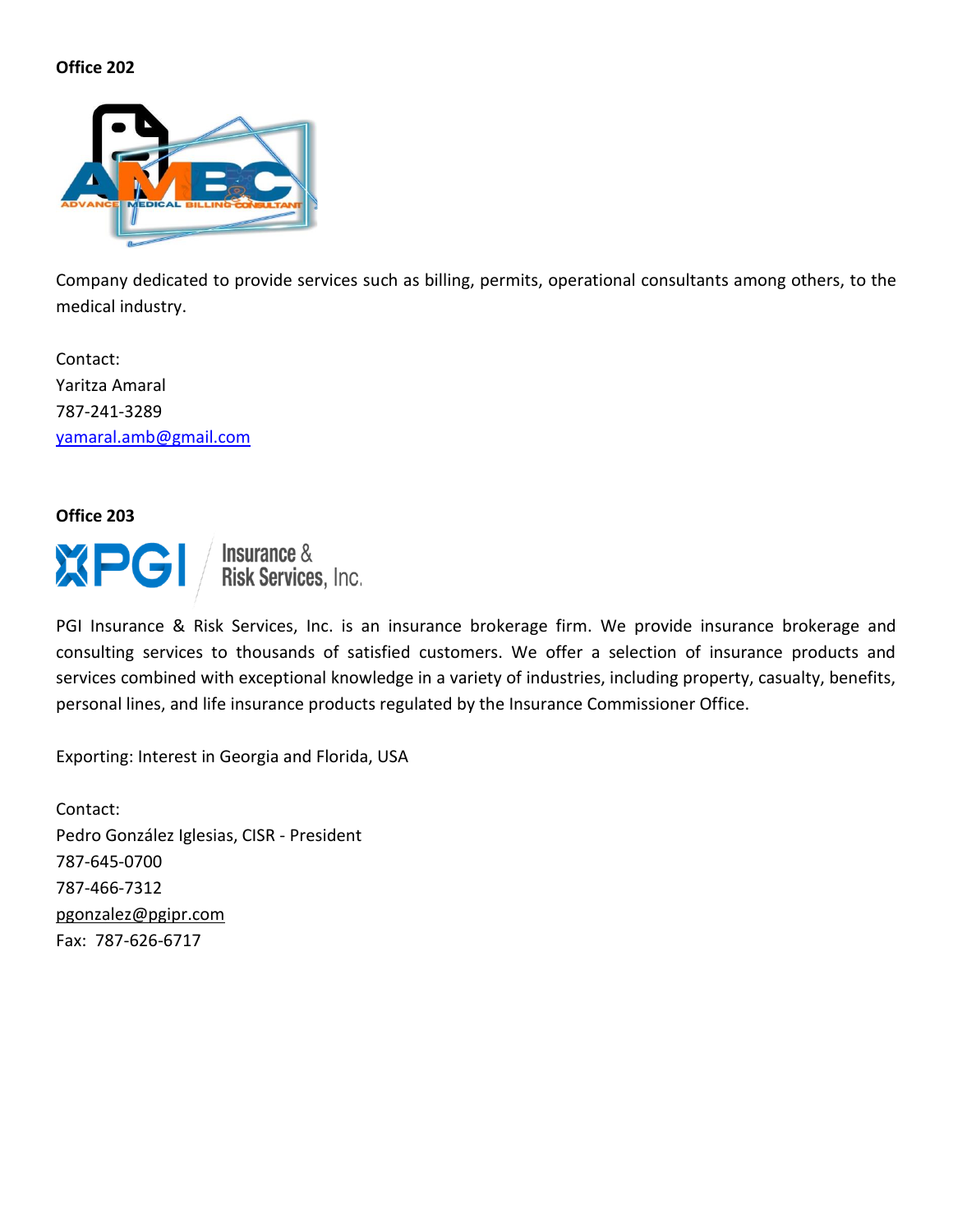**Office 202**

Company dedicated to provide services such as billing, permits, operational consultants among others, to the medical industry.

Contact:
Yaritza Amaral
787-241-3289
yamaral.amb@gmail.com

**Office 203**

PGI Insurance & Risk Services, Inc. is an insurance brokerage firm. We provide insurance brokerage and consulting services to thousands of satisfied customers. We offer a selection of insurance products and services combined with exceptional knowledge in a variety of industries, including property, casualty, benefits, personal lines, and life insurance products regulated by the Insurance Commissioner Office.

Exporting: Interest in Georgia and Florida, USA

Contact:
Pedro González Iglesias, CISR - President
787-645-0700
787-466-7312
pgonzalez@pgipr.com
Fax: 787-626-6717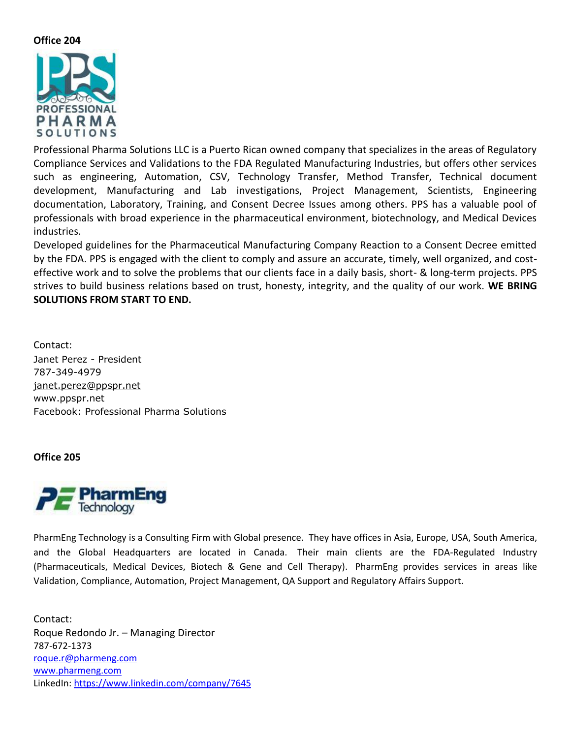**Office 204**

Professional Pharma Solutions LLC is a Puerto Rican owned company that specializes in the areas of Regulatory Compliance Services and Validations to the FDA Regulated Manufacturing Industries, but offers other services such as engineering, Automation, CSV, Technology Transfer, Method Transfer, Technical document development, Manufacturing and Lab investigations, Project Management, Scientists, Engineering documentation, Laboratory, Training, and Consent Decree Issues among others. PPS has a valuable pool of professionals with broad experience in the pharmaceutical environment, biotechnology, and Medical Devices industries.
Developed guidelines for the Pharmaceutical Manufacturing Company Reaction to a Consent Decree emitted by the FDA. PPS is engaged with the client to comply and assure an accurate, timely, well organized, and cost-effective work and to solve the problems that our clients face in a daily basis, short- & long-term projects. PPS strives to build business relations based on trust, honesty, integrity, and the quality of our work. **WE BRING SOLUTIONS FROM START TO END.**

Contact:
Janet Perez - President
787-349-4979
janet.perez@ppspr.net
www.ppspr.net
Facebook: Professional Pharma Solutions

**Office 205**

PharmEng Technology is a Consulting Firm with Global presence. They have offices in Asia, Europe, USA, South America, and the Global Headquarters are located in Canada. Their main clients are the FDA-Regulated Industry (Pharmaceuticals, Medical Devices, Biotech & Gene and Cell Therapy). PharmEng provides services in areas like Validation, Compliance, Automation, Project Management, QA Support and Regulatory Affairs Support.

Contact:
Roque Redondo Jr. – Managing Director
787-672-1373
roque.r@pharmeng.com
www.pharmeng.com
LinkedIn: https://www.linkedin.com/company/7645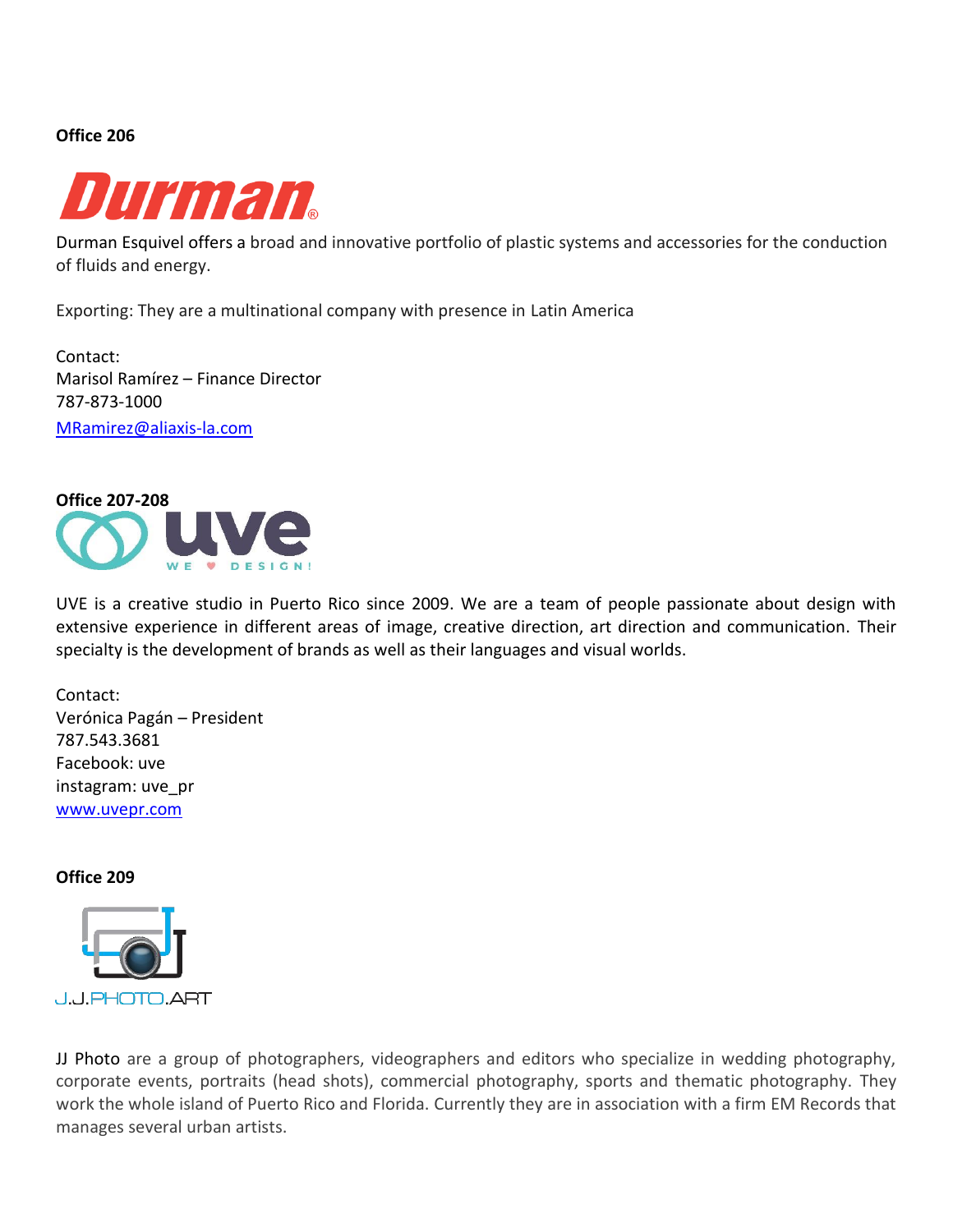**Office 206**

Durman Esquivel offers a broad and innovative portfolio of plastic systems and accessories for the conduction of fluids and energy.

Exporting: They are a multinational company with presence in Latin America

Contact:
Marisol Ramírez – Finance Director
787-873-1000
MRamirez@aliaxis-la.com

**Office 207-208**

UVE is a creative studio in Puerto Rico since 2009. We are a team of people passionate about design with extensive experience in different areas of image, creative direction, art direction and communication. Their specialty is the development of brands as well as their languages and visual worlds.

Contact:
Verónica Pagán – President
787.543.3681
Facebook: uve
instagram: uve_pr
www.uvepr.com

**Office 209**

JJ Photo are a group of photographers, videographers and editors who specialize in wedding photography, corporate events, portraits (head shots), commercial photography, sports and thematic photography. They work the whole island of Puerto Rico and Florida. Currently they are in association with a firm EM Records that manages several urban artists.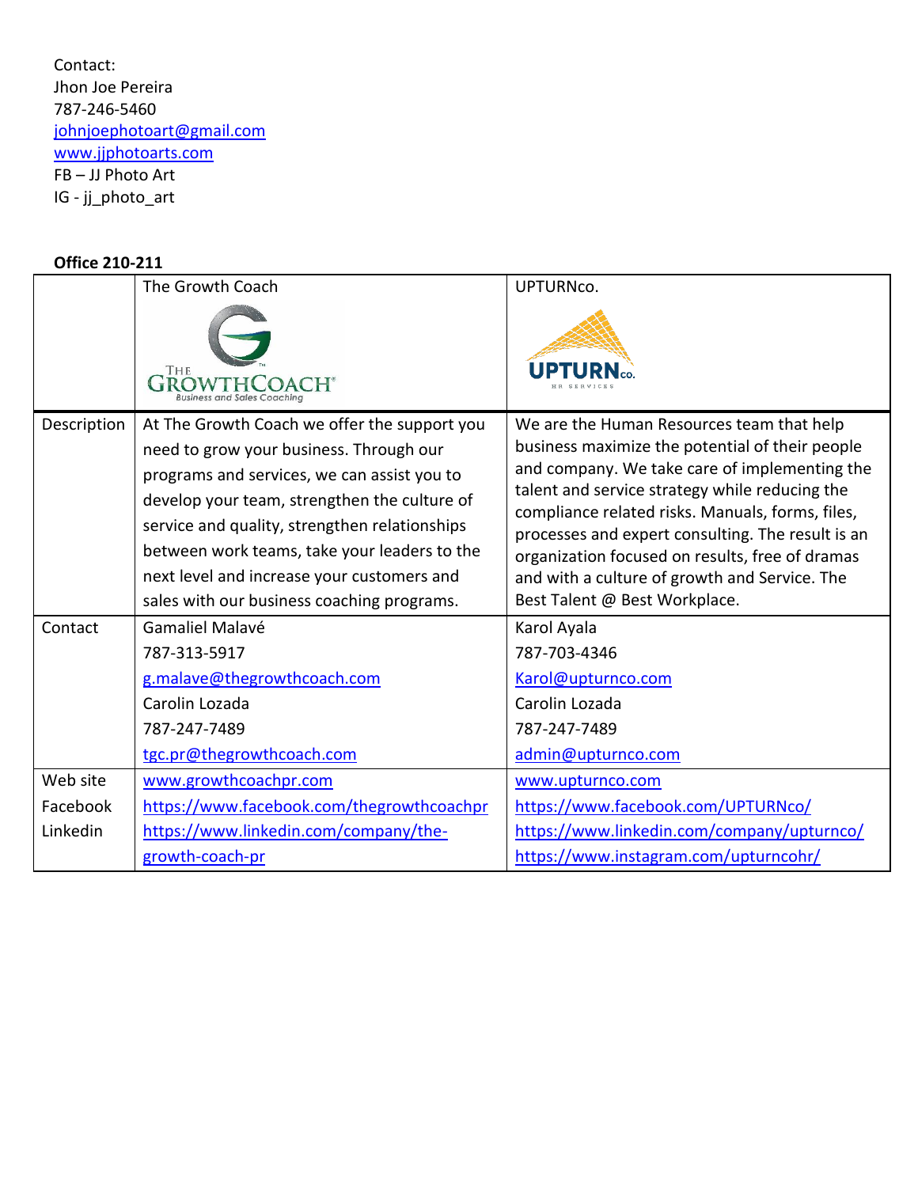Contact:
Jhon Joe Pereira
787-246-5460
johnjoephotoart@gmail.com
www.jjphotoarts.com
FB – JJ Photo Art
IG - jj_photo_art

**Office 210-211**

| | The Growth Coach | UPTURNco. |
|---|---|---|
| Description | At The Growth Coach we offer the support you need to grow your business. Through our programs and services, we can assist you to develop your team, strengthen the culture of service and quality, strengthen relationships between work teams, take your leaders to the next level and increase your customers and sales with our business coaching programs. | We are the Human Resources team that help business maximize the potential of their people and company. We take care of implementing the talent and service strategy while reducing the compliance related risks. Manuals, forms, files, processes and expert consulting. The result is an organization focused on results, free of dramas and with a culture of growth and Service. The Best Talent @ Best Workplace. |
| Contact | Gamaliel Malavé<br>787-313-5917<br>g.malave@thegrowthcoach.com<br>Carolin Lozada<br>787-247-7489<br>tgc.pr@thegrowthcoach.com | Karol Ayala<br>787-703-4346<br>Karol@upturnco.com<br>Carolin Lozada<br>787-247-7489<br>admin@upturnco.com |
| Web site<br>Facebook<br>Linkedin | www.growthcoachpr.com<br>https://www.facebook.com/thegrowthcoachpr<br>https://www.linkedin.com/company/the-growth-coach-pr | www.upturnco.com<br>https://www.facebook.com/UPTURNco/<br>https://www.linkedin.com/company/upturnco/<br>https://www.instagram.com/upturncohr/ |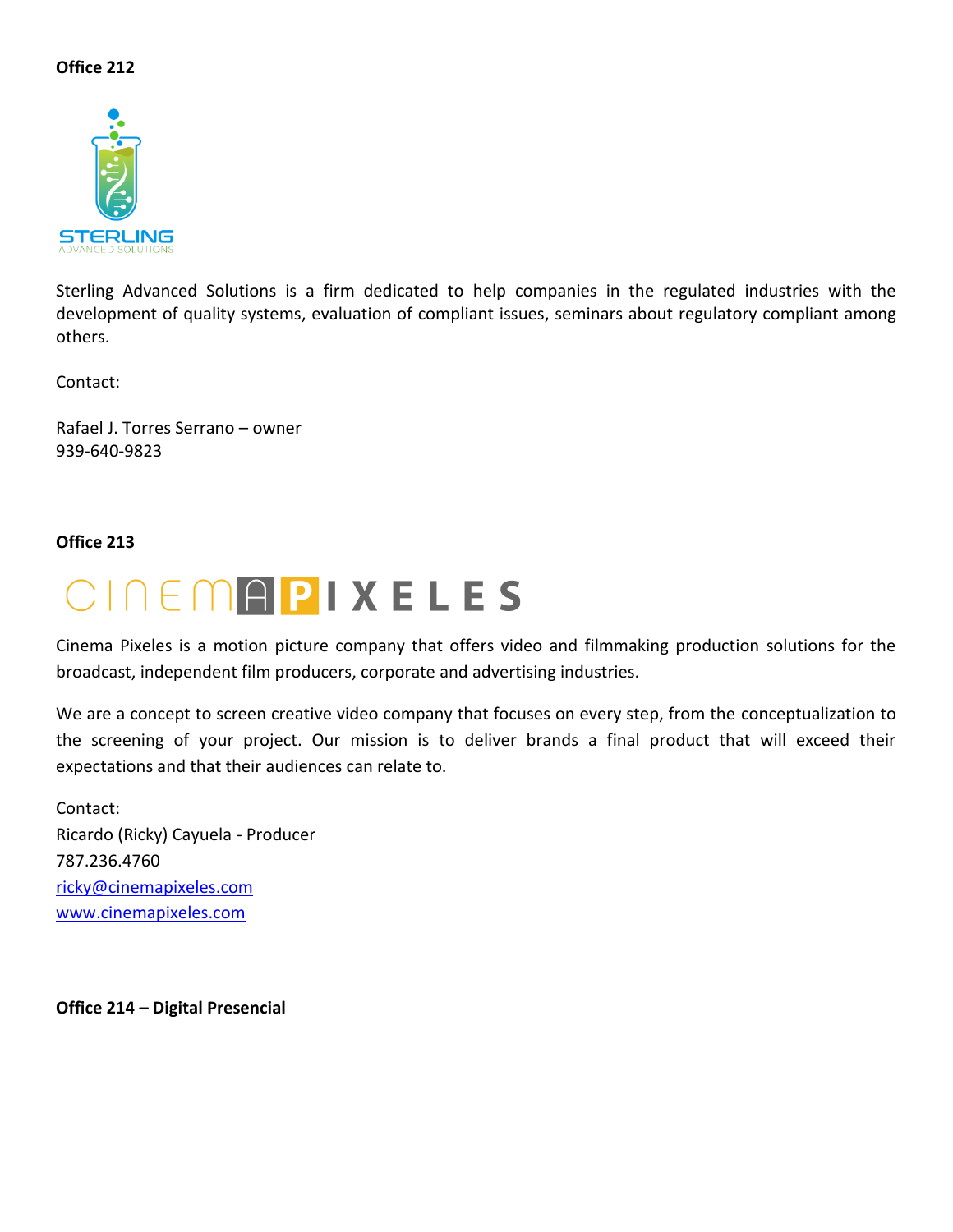**Office 212**

Sterling Advanced Solutions is a firm dedicated to help companies in the regulated industries with the development of quality systems, evaluation of compliant issues, seminars about regulatory compliant among others.

Contact:

Rafael J. Torres Serrano – owner
939-640-9823

**Office 213**

Cinema Pixeles is a motion picture company that offers video and filmmaking production solutions for the broadcast, independent film producers, corporate and advertising industries.

We are a concept to screen creative video company that focuses on every step, from the conceptualization to the screening of your project. Our mission is to deliver brands a final product that will exceed their expectations and that their audiences can relate to.

Contact:
Ricardo (Ricky) Cayuela - Producer
787.236.4760
ricky@cinemapixeles.com
www.cinemapixeles.com

**Office 214 – Digital Presencial**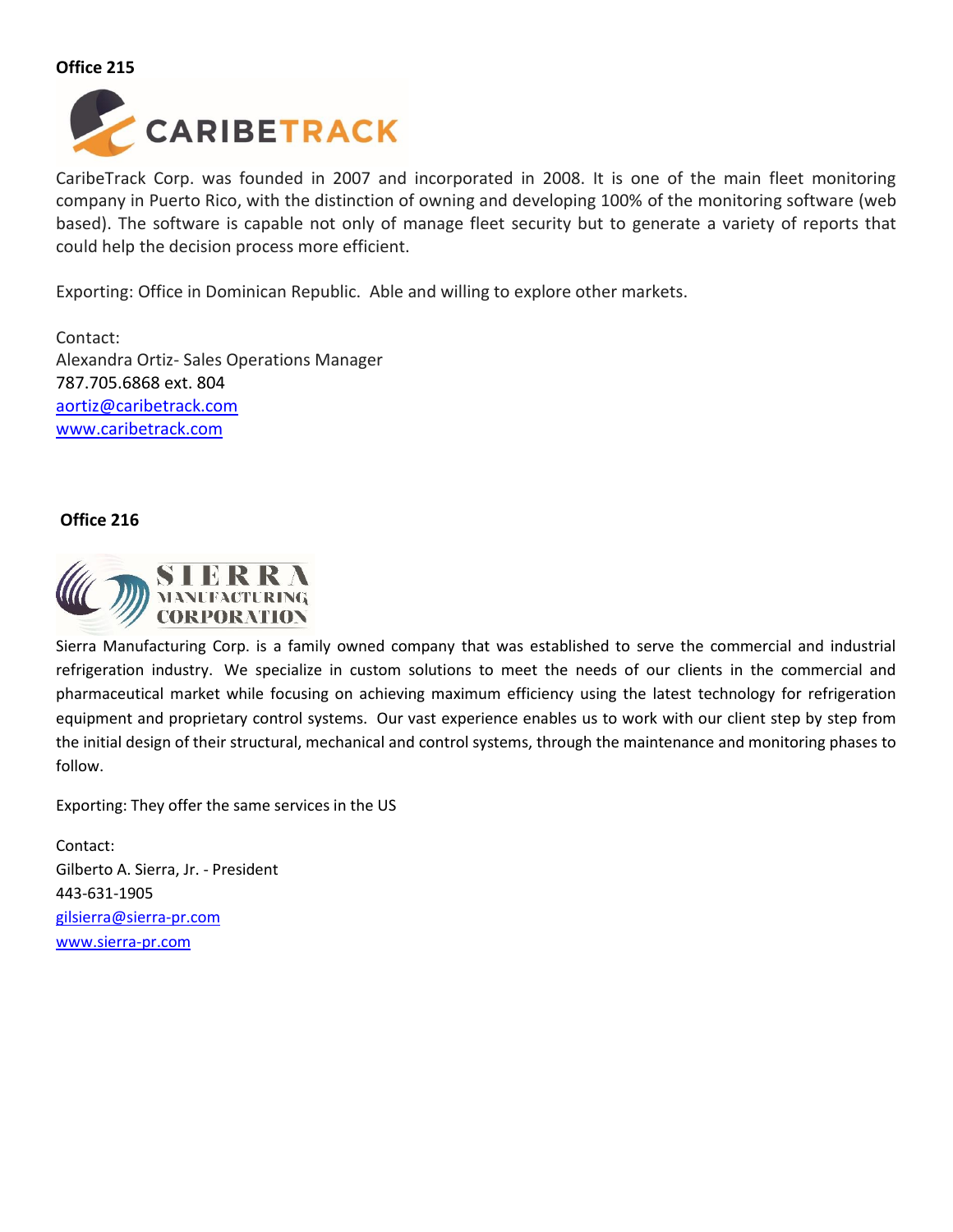**Office 215**

CARIBETRACK

CaribeTrack Corp. was founded in 2007 and incorporated in 2008. It is one of the main fleet monitoring company in Puerto Rico, with the distinction of owning and developing 100% of the monitoring software (web based). The software is capable not only of manage fleet security but to generate a variety of reports that could help the decision process more efficient.

Exporting: Office in Dominican Republic. Able and willing to explore other markets.

Contact:
Alexandra Ortiz- Sales Operations Manager
787.705.6868 ext. 804
aortiz@caribetrack.com
www.caribetrack.com

**Office 216**

SIERRA MANUFACTURING CORPORATION

Sierra Manufacturing Corp. is a family owned company that was established to serve the commercial and industrial refrigeration industry. We specialize in custom solutions to meet the needs of our clients in the commercial and pharmaceutical market while focusing on achieving maximum efficiency using the latest technology for refrigeration equipment and proprietary control systems. Our vast experience enables us to work with our client step by step from the initial design of their structural, mechanical and control systems, through the maintenance and monitoring phases to follow.

Exporting: They offer the same services in the US

Contact:
Gilberto A. Sierra, Jr. - President
443-631-1905
gilsierra@sierra-pr.com
www.sierra-pr.com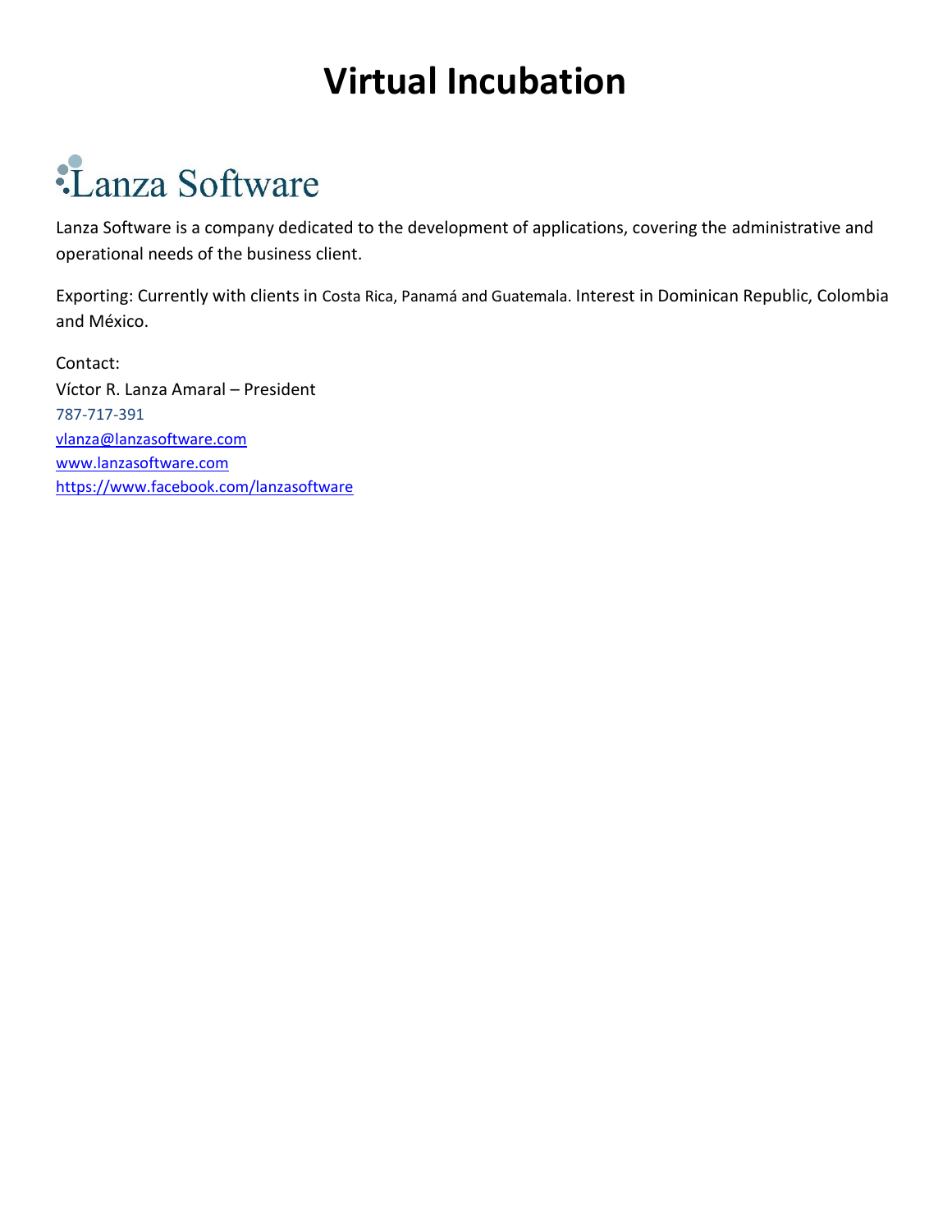# Virtual Incubation

## Lanza Software

Lanza Software is a company dedicated to the development of applications, covering the administrative and operational needs of the business client.

Exporting: Currently with clients in Costa Rica, Panamá and Guatemala. Interest in Dominican Republic, Colombia and México.

Contact:
Víctor R. Lanza Amaral – President
787-717-391
vlanza@lanzasoftware.com
www.lanzasoftware.com
https://www.facebook.com/lanzasoftware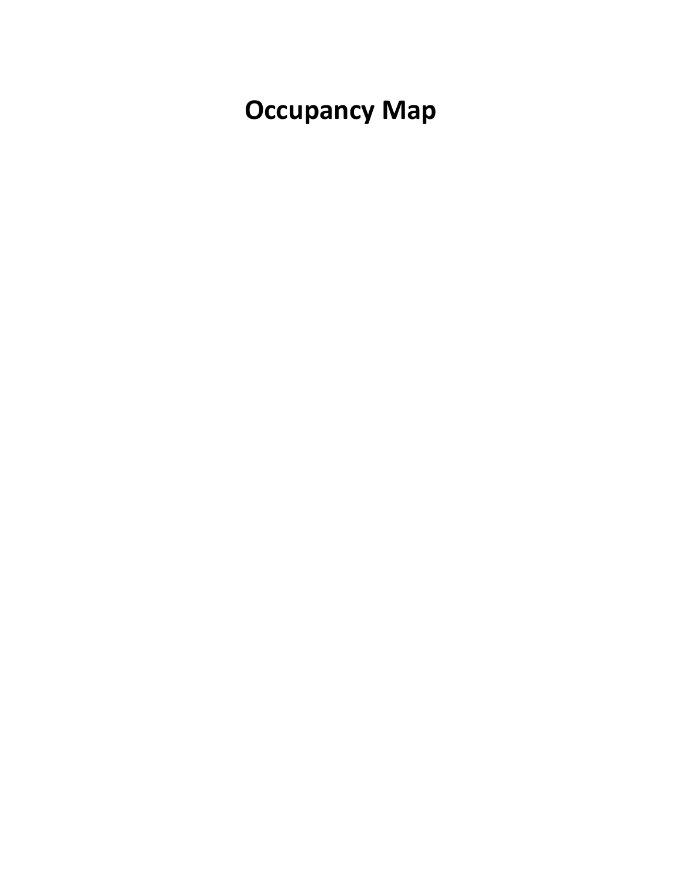# Occupancy Map